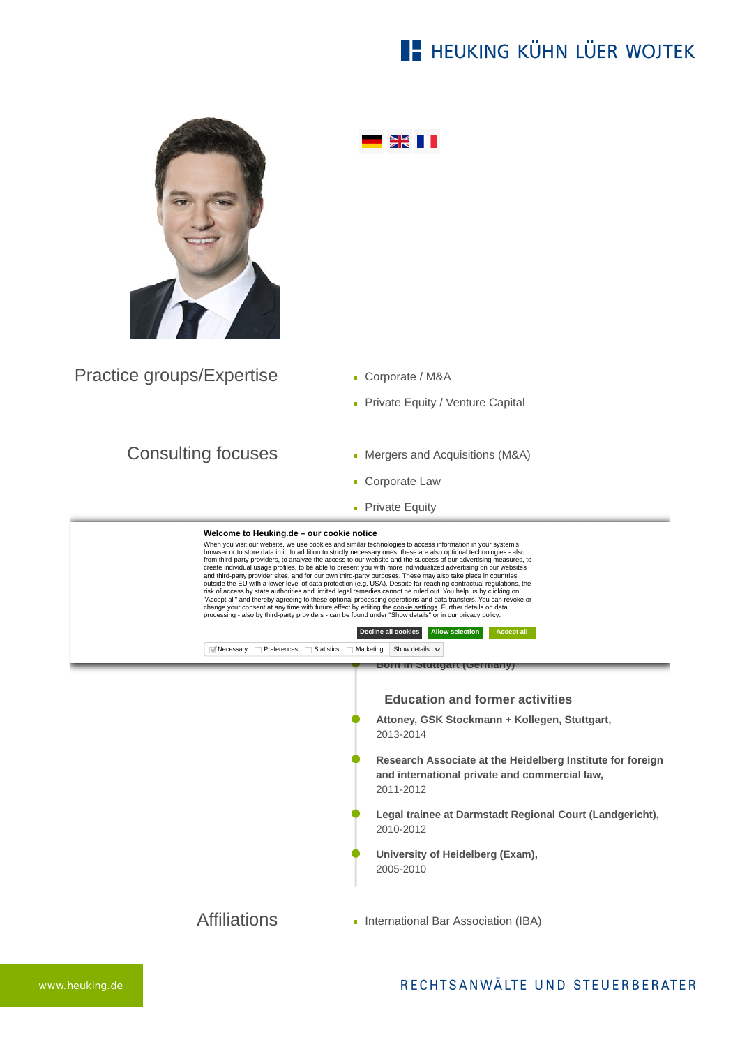HEUKING KÜHN LÜER WOJTEK

## Practice groups/Expertise

- Corporate / M&A
- Private Equity / Venture Capital

## Consulting focuses

- Mergers and Acquisitions (M&A)
- Corporate Law
- Private Equity

**Welcome to Heuking.de – our cookie notice**

When you visit our website, we use cookies and similar technologies to access information in your system's browser or to store data in it. In addition to strictly necessary ones, these are also optional technologies - also from third-party providers, to analyze the access to our website and the success of our advertising measures, to create individual usage profiles, to be able to present you with more individualized advertising on our websites and third-party provider sites, and for our own third-party purposes. These may also take place in countries outside the EU with a lower level of data protection (e.g. USA). Despite far-reaching contractual regulations, the risk of access by state authorities and limited legal remedies cannot be ruled out. You help us by clicking on "Accept all" and thereby agreeing to these optional processing operations and data transfers. You can revoke or change your consent at any time with future effect by editing the cookie settings. Further details on data processing - also by third-party providers - can be found under "Show details" or in our privacy policy.

Decline all cookies | Allow selection | Accept all

Necessary | Preferences | Statistics | Marketing | Show details

Born in Stuttgart (Germany)

### Education and former activities

**Attoney, GSK Stockmann + Kollegen, Stuttgart,**
2013-2014

**Research Associate at the Heidelberg Institute for foreign and international private and commercial law,**
2011-2012

**Legal trainee at Darmstadt Regional Court (Landgericht),**
2010-2012

**University of Heidelberg (Exam),**
2005-2010

## Affiliations

- International Bar Association (IBA)

www.heuking.de

RECHTSANWÄLTE UND STEUERBERATER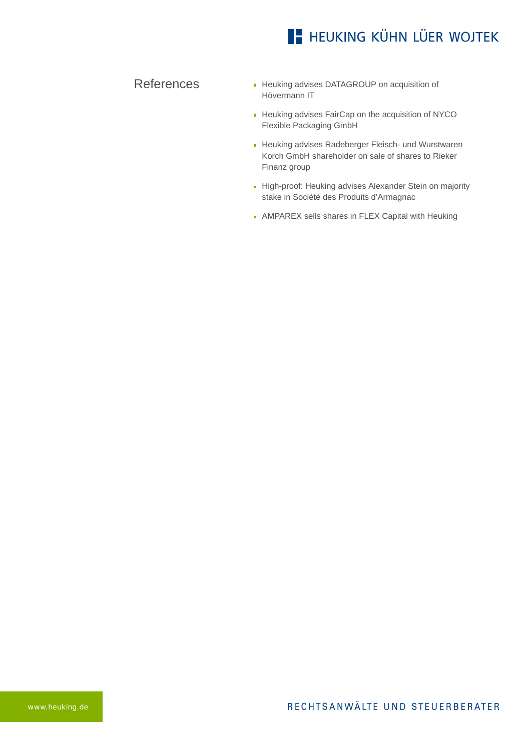## References

- Heuking advises DATAGROUP on acquisition of Hövermann IT
- Heuking advises FairCap on the acquisition of NYCO Flexible Packaging GmbH
- Heuking advises Radeberger Fleisch- und Wurstwaren Korch GmbH shareholder on sale of shares to Rieker Finanz group
- High-proof: Heuking advises Alexander Stein on majority stake in Société des Produits d'Armagnac
- AMPAREX sells shares in FLEX Capital with Heuking